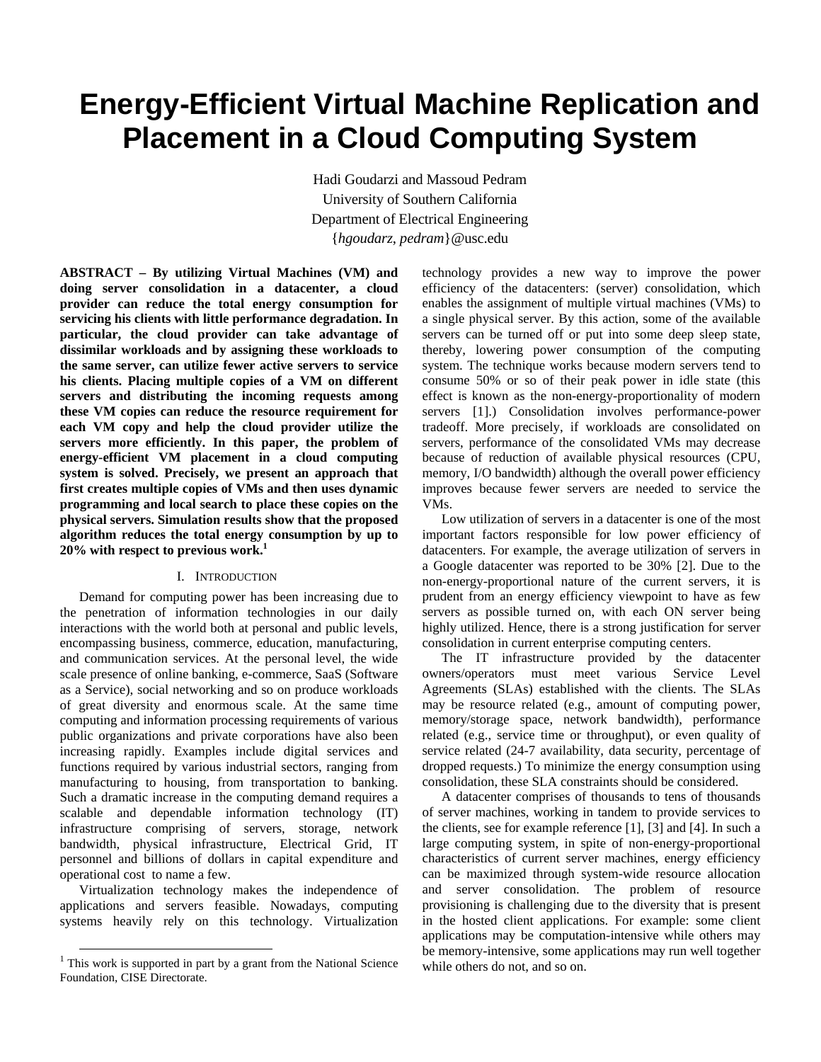# Energy-Efficient Virtual Machine Replication and Placement in a Cloud Computing System

Hadi Goudarzi and Massoud Pedram
University of Southern California
Department of Electrical Engineering
{*hgoudarz, pedram*}@usc.edu

**ABSTRACT – By utilizing Virtual Machines (VM) and doing server consolidation in a datacenter, a cloud provider can reduce the total energy consumption for servicing his clients with little performance degradation. In particular, the cloud provider can take advantage of dissimilar workloads and by assigning these workloads to the same server, can utilize fewer active servers to service his clients. Placing multiple copies of a VM on different servers and distributing the incoming requests among these VM copies can reduce the resource requirement for each VM copy and help the cloud provider utilize the servers more efficiently. In this paper, the problem of energy-efficient VM placement in a cloud computing system is solved. Precisely, we present an approach that first creates multiple copies of VMs and then uses dynamic programming and local search to place these copies on the physical servers. Simulation results show that the proposed algorithm reduces the total energy consumption by up to 20% with respect to previous work.[1]**

## I. Introduction

Demand for computing power has been increasing due to the penetration of information technologies in our daily interactions with the world both at personal and public levels, encompassing business, commerce, education, manufacturing, and communication services. At the personal level, the wide scale presence of online banking, e-commerce, SaaS (Software as a Service), social networking and so on produce workloads of great diversity and enormous scale. At the same time computing and information processing requirements of various public organizations and private corporations have also been increasing rapidly. Examples include digital services and functions required by various industrial sectors, ranging from manufacturing to housing, from transportation to banking. Such a dramatic increase in the computing demand requires a scalable and dependable information technology (IT) infrastructure comprising of servers, storage, network bandwidth, physical infrastructure, Electrical Grid, IT personnel and billions of dollars in capital expenditure and operational cost to name a few.

Virtualization technology makes the independence of applications and servers feasible. Nowadays, computing systems heavily rely on this technology. Virtualization technology provides a new way to improve the power efficiency of the datacenters: (server) consolidation, which enables the assignment of multiple virtual machines (VMs) to a single physical server. By this action, some of the available servers can be turned off or put into some deep sleep state, thereby, lowering power consumption of the computing system. The technique works because modern servers tend to consume 50% or so of their peak power in idle state (this effect is known as the non-energy-proportionality of modern servers [1].) Consolidation involves performance-power tradeoff. More precisely, if workloads are consolidated on servers, performance of the consolidated VMs may decrease because of reduction of available physical resources (CPU, memory, I/O bandwidth) although the overall power efficiency improves because fewer servers are needed to service the VMs.

Low utilization of servers in a datacenter is one of the most important factors responsible for low power efficiency of datacenters. For example, the average utilization of servers in a Google datacenter was reported to be 30% [2]. Due to the non-energy-proportional nature of the current servers, it is prudent from an energy efficiency viewpoint to have as few servers as possible turned on, with each ON server being highly utilized. Hence, there is a strong justification for server consolidation in current enterprise computing centers.

The IT infrastructure provided by the datacenter owners/operators must meet various Service Level Agreements (SLAs) established with the clients. The SLAs may be resource related (e.g., amount of computing power, memory/storage space, network bandwidth), performance related (e.g., service time or throughput), or even quality of service related (24-7 availability, data security, percentage of dropped requests.) To minimize the energy consumption using consolidation, these SLA constraints should be considered.

A datacenter comprises of thousands to tens of thousands of server machines, working in tandem to provide services to the clients, see for example reference [1], [3] and [4]. In such a large computing system, in spite of non-energy-proportional characteristics of current server machines, energy efficiency can be maximized through system-wide resource allocation and server consolidation. The problem of resource provisioning is challenging due to the diversity that is present in the hosted client applications. For example: some client applications may be computation-intensive while others may be memory-intensive, some applications may run well together while others do not, and so on.

[1] This work is supported in part by a grant from the National Science Foundation, CISE Directorate.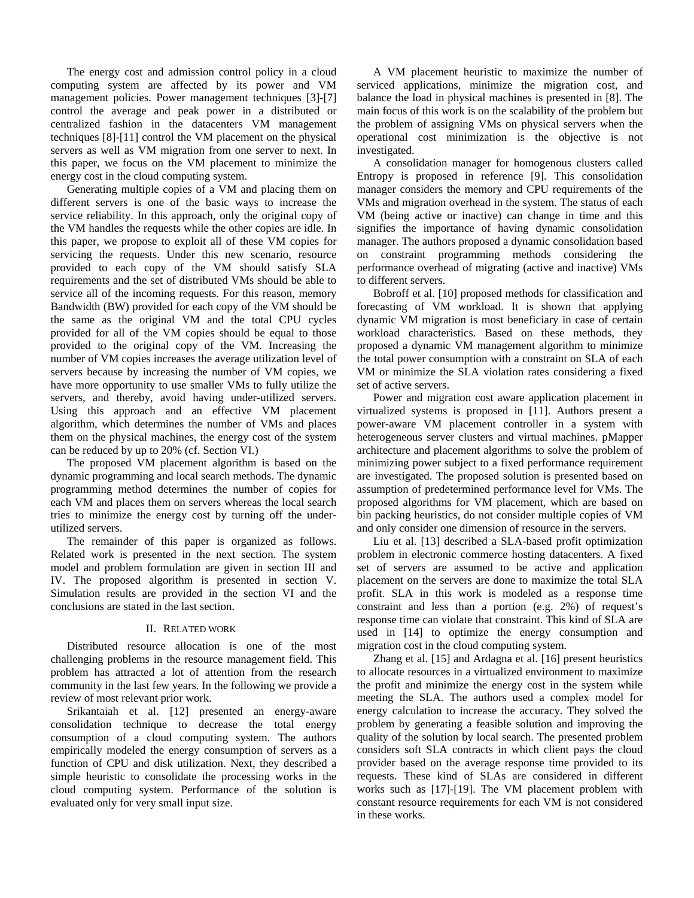The energy cost and admission control policy in a cloud computing system are affected by its power and VM management policies. Power management techniques [3]-[7] control the average and peak power in a distributed or centralized fashion in the datacenters VM management techniques [8]-[11] control the VM placement on the physical servers as well as VM migration from one server to next. In this paper, we focus on the VM placement to minimize the energy cost in the cloud computing system.

Generating multiple copies of a VM and placing them on different servers is one of the basic ways to increase the service reliability. In this approach, only the original copy of the VM handles the requests while the other copies are idle. In this paper, we propose to exploit all of these VM copies for servicing the requests. Under this new scenario, resource provided to each copy of the VM should satisfy SLA requirements and the set of distributed VMs should be able to service all of the incoming requests. For this reason, memory Bandwidth (BW) provided for each copy of the VM should be the same as the original VM and the total CPU cycles provided for all of the VM copies should be equal to those provided to the original copy of the VM. Increasing the number of VM copies increases the average utilization level of servers because by increasing the number of VM copies, we have more opportunity to use smaller VMs to fully utilize the servers, and thereby, avoid having under-utilized servers. Using this approach and an effective VM placement algorithm, which determines the number of VMs and places them on the physical machines, the energy cost of the system can be reduced by up to 20% (cf. Section VI.)

The proposed VM placement algorithm is based on the dynamic programming and local search methods. The dynamic programming method determines the number of copies for each VM and places them on servers whereas the local search tries to minimize the energy cost by turning off the under-utilized servers.

The remainder of this paper is organized as follows. Related work is presented in the next section. The system model and problem formulation are given in section III and IV. The proposed algorithm is presented in section V. Simulation results are provided in the section VI and the conclusions are stated in the last section.

## II. Related work

Distributed resource allocation is one of the most challenging problems in the resource management field. This problem has attracted a lot of attention from the research community in the last few years. In the following we provide a review of most relevant prior work.

Srikantaiah et al. [12] presented an energy-aware consolidation technique to decrease the total energy consumption of a cloud computing system. The authors empirically modeled the energy consumption of servers as a function of CPU and disk utilization. Next, they described a simple heuristic to consolidate the processing works in the cloud computing system. Performance of the solution is evaluated only for very small input size.

A VM placement heuristic to maximize the number of serviced applications, minimize the migration cost, and balance the load in physical machines is presented in [8]. The main focus of this work is on the scalability of the problem but the problem of assigning VMs on physical servers when the operational cost minimization is the objective is not investigated.

A consolidation manager for homogenous clusters called Entropy is proposed in reference [9]. This consolidation manager considers the memory and CPU requirements of the VMs and migration overhead in the system. The status of each VM (being active or inactive) can change in time and this signifies the importance of having dynamic consolidation manager. The authors proposed a dynamic consolidation based on constraint programming methods considering the performance overhead of migrating (active and inactive) VMs to different servers.

Bobroff et al. [10] proposed methods for classification and forecasting of VM workload. It is shown that applying dynamic VM migration is most beneficiary in case of certain workload characteristics. Based on these methods, they proposed a dynamic VM management algorithm to minimize the total power consumption with a constraint on SLA of each VM or minimize the SLA violation rates considering a fixed set of active servers.

Power and migration cost aware application placement in virtualized systems is proposed in [11]. Authors present a power-aware VM placement controller in a system with heterogeneous server clusters and virtual machines. pMapper architecture and placement algorithms to solve the problem of minimizing power subject to a fixed performance requirement are investigated. The proposed solution is presented based on assumption of predetermined performance level for VMs. The proposed algorithms for VM placement, which are based on bin packing heuristics, do not consider multiple copies of VM and only consider one dimension of resource in the servers.

Liu et al. [13] described a SLA-based profit optimization problem in electronic commerce hosting datacenters. A fixed set of servers are assumed to be active and application placement on the servers are done to maximize the total SLA profit. SLA in this work is modeled as a response time constraint and less than a portion (e.g. 2%) of request's response time can violate that constraint. This kind of SLA are used in [14] to optimize the energy consumption and migration cost in the cloud computing system.

Zhang et al. [15] and Ardagna et al. [16] present heuristics to allocate resources in a virtualized environment to maximize the profit and minimize the energy cost in the system while meeting the SLA. The authors used a complex model for energy calculation to increase the accuracy. They solved the problem by generating a feasible solution and improving the quality of the solution by local search. The presented problem considers soft SLA contracts in which client pays the cloud provider based on the average response time provided to its requests. These kind of SLAs are considered in different works such as [17]-[19]. The VM placement problem with constant resource requirements for each VM is not considered in these works.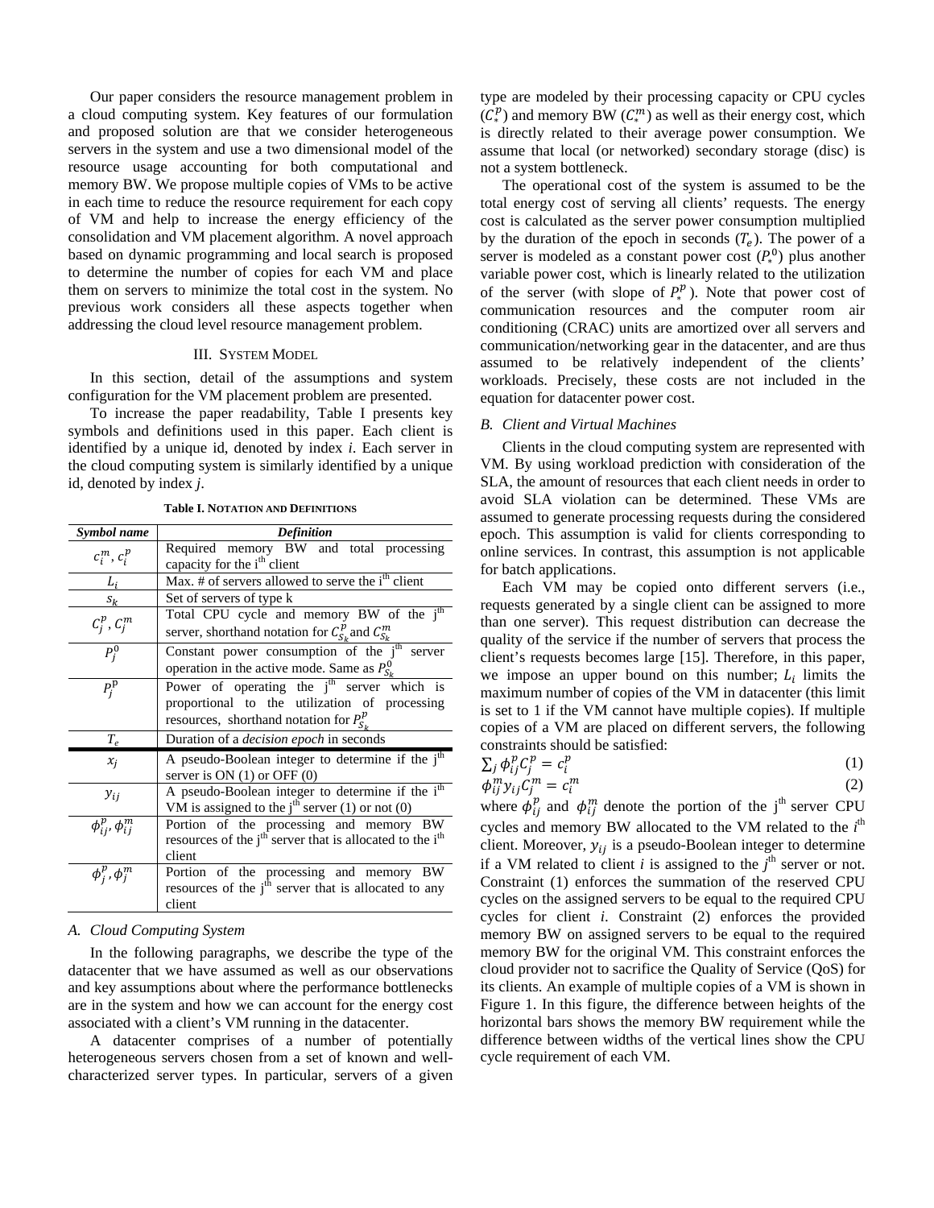Our paper considers the resource management problem in a cloud computing system. Key features of our formulation and proposed solution are that we consider heterogeneous servers in the system and use a two dimensional model of the resource usage accounting for both computational and memory BW. We propose multiple copies of VMs to be active in each time to reduce the resource requirement for each copy of VM and help to increase the energy efficiency of the consolidation and VM placement algorithm. A novel approach based on dynamic programming and local search is proposed to determine the number of copies for each VM and place them on servers to minimize the total cost in the system. No previous work considers all these aspects together when addressing the cloud level resource management problem.

## III. System Model

In this section, detail of the assumptions and system configuration for the VM placement problem are presented.

To increase the paper readability, Table I presents key symbols and definitions used in this paper. Each client is identified by a unique id, denoted by index *i*. Each server in the cloud computing system is similarly identified by a unique id, denoted by index *j*.

**Table I. Notation and Definitions**

| *Symbol name* | *Definition* |
| --- | --- |
| $c_i^m$, $c_i^p$ | Required memory BW and total processing capacity for the i[th] client |
| $L_i$ | Max. # of servers allowed to serve the i[th] client |
| $s_k$ | Set of servers of type k |
| $C_j^p$, $C_j^m$ | Total CPU cycle and memory BW of the j[th] server, shorthand notation for $C_{S_k}^p$ and $C_{S_k}^m$ |
| $P_j^0$ | Constant power consumption of the j[th] server operation in the active mode. Same as $P_{S_k}^0$ |
| $P_j^p$ | Power of operating the j[th] server which is proportional to the utilization of processing resources, shorthand notation for $P_{S_k}^p$ |
| $T_e$ | Duration of a *decision epoch* in seconds |
| $x_j$ | A pseudo-Boolean integer to determine if the j[th] server is ON (1) or OFF (0) |
| $y_{ij}$ | A pseudo-Boolean integer to determine if the i[th] VM is assigned to the j[th] server (1) or not (0) |
| $\phi_{ij}^p$, $\phi_{ij}^m$ | Portion of the processing and memory BW resources of the j[th] server that is allocated to the i[th] client |
| $\phi_j^p$, $\phi_j^m$ | Portion of the processing and memory BW resources of the j[th] server that is allocated to any client |

### A. Cloud Computing System

In the following paragraphs, we describe the type of the datacenter that we have assumed as well as our observations and key assumptions about where the performance bottlenecks are in the system and how we can account for the energy cost associated with a client's VM running in the datacenter.

A datacenter comprises of a number of potentially heterogeneous servers chosen from a set of known and well-characterized server types. In particular, servers of a given type are modeled by their processing capacity or CPU cycles ($C_*^p$) and memory BW ($C_*^m$) as well as their energy cost, which is directly related to their average power consumption. We assume that local (or networked) secondary storage (disc) is not a system bottleneck.

The operational cost of the system is assumed to be the total energy cost of serving all clients' requests. The energy cost is calculated as the server power consumption multiplied by the duration of the epoch in seconds ($T_e$). The power of a server is modeled as a constant power cost ($P_*^0$) plus another variable power cost, which is linearly related to the utilization of the server (with slope of $P_*^p$). Note that power cost of communication resources and the computer room air conditioning (CRAC) units are amortized over all servers and communication/networking gear in the datacenter, and are thus assumed to be relatively independent of the clients' workloads. Precisely, these costs are not included in the equation for datacenter power cost.

### B. Client and Virtual Machines

Clients in the cloud computing system are represented with VM. By using workload prediction with consideration of the SLA, the amount of resources that each client needs in order to avoid SLA violation can be determined. These VMs are assumed to generate processing requests during the considered epoch. This assumption is valid for clients corresponding to online services. In contrast, this assumption is not applicable for batch applications.

Each VM may be copied onto different servers (i.e., requests generated by a single client can be assigned to more than one server). This request distribution can decrease the quality of the service if the number of servers that process the client's requests becomes large [15]. Therefore, in this paper, we impose an upper bound on this number; $L_i$ limits the maximum number of copies of the VM in datacenter (this limit is set to 1 if the VM cannot have multiple copies). If multiple copies of a VM are placed on different servers, the following constraints should be satisfied:

$$\sum_j \phi_{ij}^p C_j^p = c_i^p \tag{1}$$

$$\phi_{ij}^m y_{ij} C_j^m = c_i^m \tag{2}$$

where $\phi_{ij}^p$ and $\phi_{ij}^m$ denote the portion of the j[th] server CPU cycles and memory BW allocated to the VM related to the *i*[th] client. Moreover, $y_{ij}$ is a pseudo-Boolean integer to determine if a VM related to client *i* is assigned to the *j*[th] server or not. Constraint (1) enforces the summation of the reserved CPU cycles on the assigned servers to be equal to the required CPU cycles for client *i*. Constraint (2) enforces the provided memory BW on assigned servers to be equal to the required memory BW for the original VM. This constraint enforces the cloud provider not to sacrifice the Quality of Service (QoS) for its clients. An example of multiple copies of a VM is shown in Figure 1. In this figure, the difference between heights of the horizontal bars shows the memory BW requirement while the difference between widths of the vertical lines show the CPU cycle requirement of each VM.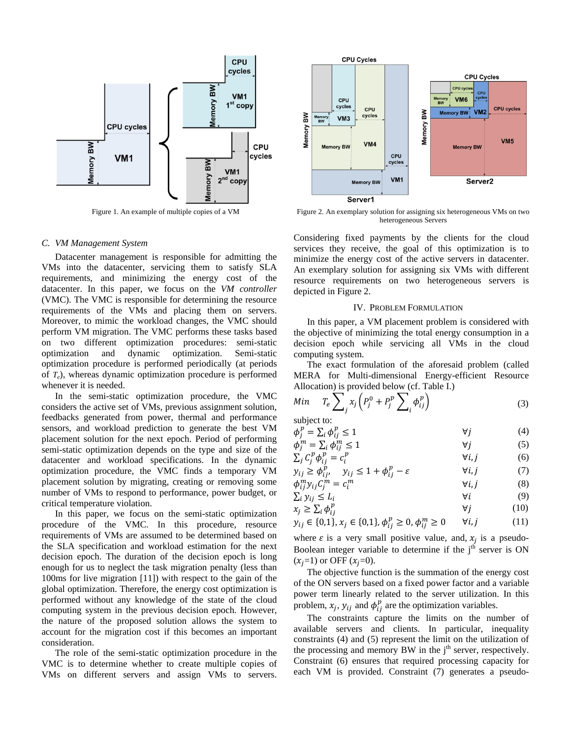CPU cycles

Memory BW

VM1

Memory BW

VM1 1st copy

CPU cycles

CPU cycles

Memory BW

VM1 2nd copy

Figure 1. An example of multiple copies of a VM

CPU Cycles

Memory BW

CPU cycles

Memory BW

VM3

CPU cycles

Memory BW

VM4

CPU cycles

Memory BW

VM1

Server1

CPU Cycles

Memory BW

CPU cycles

Memory BW

VM6

CPU cycles

Memory BW

VM2

CPU cycles

Memory BW

VM5

Server2

Figure 2. An exemplary solution for assigning six heterogeneous VMs on two heterogeneous Servers

### C. VM Management System

Datacenter management is responsible for admitting the VMs into the datacenter, servicing them to satisfy SLA requirements, and minimizing the energy cost of the datacenter. In this paper, we focus on the *VM controller* (VMC). The VMC is responsible for determining the resource requirements of the VMs and placing them on servers. Moreover, to mimic the workload changes, the VMC should perform VM migration. The VMC performs these tasks based on two different optimization procedures: semi-static optimization and dynamic optimization. Semi-static optimization procedure is performed periodically (at periods of $T_e$), whereas dynamic optimization procedure is performed whenever it is needed.

In the semi-static optimization procedure, the VMC considers the active set of VMs, previous assignment solution, feedbacks generated from power, thermal and performance sensors, and workload prediction to generate the best VM placement solution for the next epoch. Period of performing semi-static optimization depends on the type and size of the datacenter and workload specifications. In the dynamic optimization procedure, the VMC finds a temporary VM placement solution by migrating, creating or removing some number of VMs to respond to performance, power budget, or critical temperature violation.

In this paper, we focus on the semi-static optimization procedure of the VMC. In this procedure, resource requirements of VMs are assumed to be determined based on the SLA specification and workload estimation for the next decision epoch. The duration of the decision epoch is long enough for us to neglect the task migration penalty (less than 100ms for live migration [11]) with respect to the gain of the global optimization. Therefore, the energy cost optimization is performed without any knowledge of the state of the cloud computing system in the previous decision epoch. However, the nature of the proposed solution allows the system to account for the migration cost if this becomes an important consideration.

The role of the semi-static optimization procedure in the VMC is to determine whether to create multiple copies of VMs on different servers and assign VMs to servers. Considering fixed payments by the clients for the cloud services they receive, the goal of this optimization is to minimize the energy cost of the active servers in datacenter. An exemplary solution for assigning six VMs with different resource requirements on two heterogeneous servers is depicted in Figure 2.

## IV. Problem Formulation

In this paper, a VM placement problem is considered with the objective of minimizing the total energy consumption in a decision epoch while servicing all VMs in the cloud computing system.

The exact formulation of the aforesaid problem (called MERA for Multi-dimensional Energy-efficient Resource Allocation) is provided below (cf. Table I.)

$$Min \quad T_e \sum_j x_j \left( P_j^0 + P_j^p \sum_i \phi_{ij}^p \right) \tag{3}$$

subject to:

$$\phi_j^p = \sum_i \phi_{ij}^p \leq 1 \qquad \forall j \tag{4}$$

$$\phi_j^m = \sum_i \phi_{ij}^m \leq 1 \qquad \forall j \tag{5}$$

$$\sum_j C_j^p \phi_{ij}^p = c_i^p \qquad \forall i, j \tag{6}$$

$$y_{ij} \geq \phi_{ij}^p, \quad y_{ij} \leq 1 + \phi_{ij}^p - \varepsilon \qquad \forall i, j \tag{7}$$

$$\phi_{ij}^m y_{ij} C_j^m = c_i^m \qquad \forall i, j \tag{8}$$

$$\sum_i y_{ij} \leq L_i \qquad \forall i \tag{9}$$

$$x_j \geq \sum_i \phi_{ij}^p \qquad \forall j \tag{10}$$

$$y_{ij} \in \{0,1\}, x_j \in \{0,1\}, \phi_{ij}^p \geq 0, \phi_{ij}^m \geq 0 \qquad \forall i, j \tag{11}$$

where $\varepsilon$ is a very small positive value, and, $x_j$ is a pseudo-Boolean integer variable to determine if the jth server is ON ($x_j$=1) or OFF ($x_j$=0).

The objective function is the summation of the energy cost of the ON servers based on a fixed power factor and a variable power term linearly related to the server utilization. In this problem, $x_j$, $y_{ij}$ and $\phi_{ij}^p$ are the optimization variables.

The constraints capture the limits on the number of available servers and clients. In particular, inequality constraints (4) and (5) represent the limit on the utilization of the processing and memory BW in the jth server, respectively. Constraint (6) ensures that required processing capacity for each VM is provided. Constraint (7) generates a pseudo-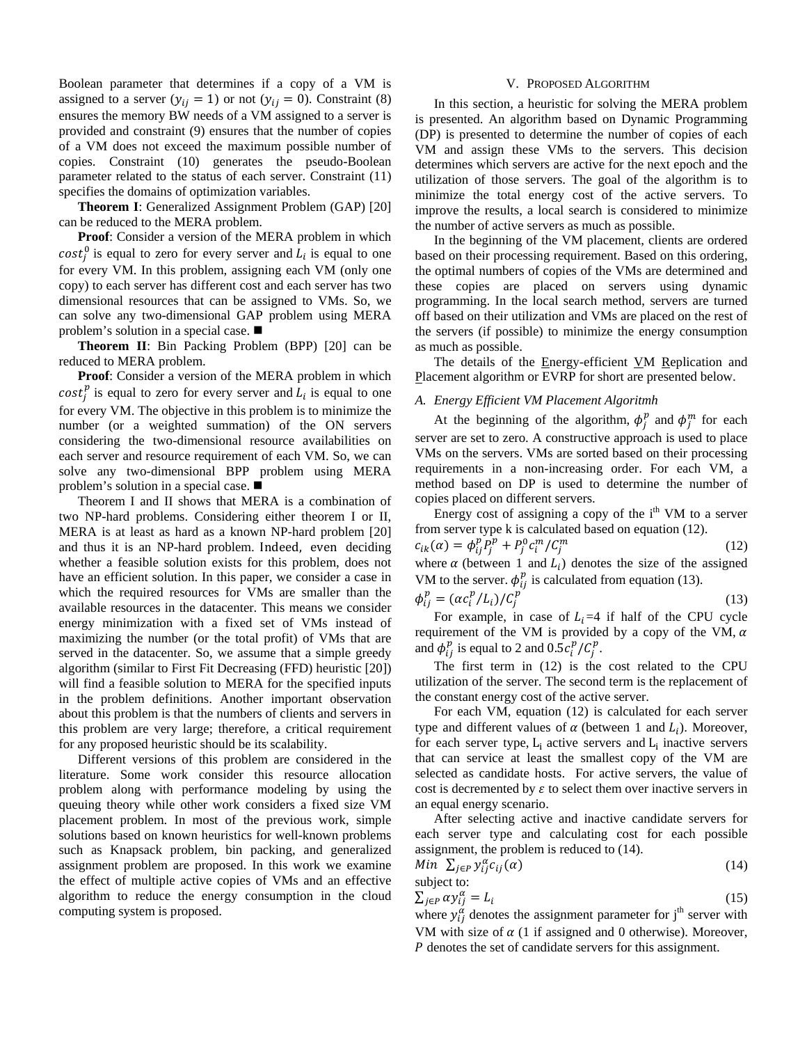Boolean parameter that determines if a copy of a VM is assigned to a server ($y_{ij} = 1$) or not ($y_{ij} = 0$). Constraint (8) ensures the memory BW needs of a VM assigned to a server is provided and constraint (9) ensures that the number of copies of a VM does not exceed the maximum possible number of copies. Constraint (10) generates the pseudo-Boolean parameter related to the status of each server. Constraint (11) specifies the domains of optimization variables.

**Theorem I**: Generalized Assignment Problem (GAP) [20] can be reduced to the MERA problem.

**Proof**: Consider a version of the MERA problem in which $cost_j^0$ is equal to zero for every server and $L_i$ is equal to one for every VM. In this problem, assigning each VM (only one copy) to each server has different cost and each server has two dimensional resources that can be assigned to VMs. So, we can solve any two-dimensional GAP problem using MERA problem's solution in a special case. ■

**Theorem II**: Bin Packing Problem (BPP) [20] can be reduced to MERA problem.

**Proof**: Consider a version of the MERA problem in which $cost_j^p$ is equal to zero for every server and $L_i$ is equal to one for every VM. The objective in this problem is to minimize the number (or a weighted summation) of the ON servers considering the two-dimensional resource availabilities on each server and resource requirement of each VM. So, we can solve any two-dimensional BPP problem using MERA problem's solution in a special case. ■

Theorem I and II shows that MERA is a combination of two NP-hard problems. Considering either theorem I or II, MERA is at least as hard as a known NP-hard problem [20] and thus it is an NP-hard problem. Indeed, even deciding whether a feasible solution exists for this problem, does not have an efficient solution. In this paper, we consider a case in which the required resources for VMs are smaller than the available resources in the datacenter. This means we consider energy minimization with a fixed set of VMs instead of maximizing the number (or the total profit) of VMs that are served in the datacenter. So, we assume that a simple greedy algorithm (similar to First Fit Decreasing (FFD) heuristic [20]) will find a feasible solution to MERA for the specified inputs in the problem definitions. Another important observation about this problem is that the numbers of clients and servers in this problem are very large; therefore, a critical requirement for any proposed heuristic should be its scalability.

Different versions of this problem are considered in the literature. Some work consider this resource allocation problem along with performance modeling by using the queuing theory while other work considers a fixed size VM placement problem. In most of the previous work, simple solutions based on known heuristics for well-known problems such as Knapsack problem, bin packing, and generalized assignment problem are proposed. In this work we examine the effect of multiple active copies of VMs and an effective algorithm to reduce the energy consumption in the cloud computing system is proposed.

## V. Proposed Algorithm

In this section, a heuristic for solving the MERA problem is presented. An algorithm based on Dynamic Programming (DP) is presented to determine the number of copies of each VM and assign these VMs to the servers. This decision determines which servers are active for the next epoch and the utilization of those servers. The goal of the algorithm is to minimize the total energy cost of the active servers. To improve the results, a local search is considered to minimize the number of active servers as much as possible.

In the beginning of the VM placement, clients are ordered based on their processing requirement. Based on this ordering, the optimal numbers of copies of the VMs are determined and these copies are placed on servers using dynamic programming. In the local search method, servers are turned off based on their utilization and VMs are placed on the rest of the servers (if possible) to minimize the energy consumption as much as possible.

The details of the Energy-efficient VM Replication and Placement algorithm or EVRP for short are presented below.

### A. Energy Efficient VM Placement Algoritmh

At the beginning of the algorithm, $\phi_j^p$ and $\phi_j^m$ for each server are set to zero. A constructive approach is used to place VMs on the servers. VMs are sorted based on their processing requirements in a non-increasing order. For each VM, a method based on DP is used to determine the number of copies placed on different servers.

Energy cost of assigning a copy of the i[th] VM to a server from server type k is calculated based on equation (12).

$$c_{ik}(\alpha) = \phi_{ij}^p P_j^p + P_j^0 c_i^m / C_j^m \tag{12}$$

where $\alpha$ (between 1 and $L_i$) denotes the size of the assigned VM to the server. $\phi_{ij}^p$ is calculated from equation (13).

$$\phi_{ij}^p = (\alpha c_i^p / L_i) / C_j^p \tag{13}$$

For example, in case of $L_i$=4 if half of the CPU cycle requirement of the VM is provided by a copy of the VM, $\alpha$ and $\phi_{ij}^p$ is equal to 2 and $0.5 c_i^p / C_j^p$.

The first term in (12) is the cost related to the CPU utilization of the server. The second term is the replacement of the constant energy cost of the active server.

For each VM, equation (12) is calculated for each server type and different values of $\alpha$ (between 1 and $L_i$). Moreover, for each server type, $L_i$ active servers and $L_i$ inactive servers that can service at least the smallest copy of the VM are selected as candidate hosts. For active servers, the value of cost is decremented by $\varepsilon$ to select them over inactive servers in an equal energy scenario.

After selecting active and inactive candidate servers for each server type and calculating cost for each possible assignment, the problem is reduced to (14).

$$Min \ \sum_{j \in P} y_{ij}^{\alpha} c_{ij}(\alpha) \tag{14}$$

subject to:

$$\sum_{j \in P} \alpha y_{ij}^{\alpha} = L_i \tag{15}$$

where $y_{ij}^{\alpha}$ denotes the assignment parameter for j[th] server with VM with size of $\alpha$ (1 if assigned and 0 otherwise). Moreover, $P$ denotes the set of candidate servers for this assignment.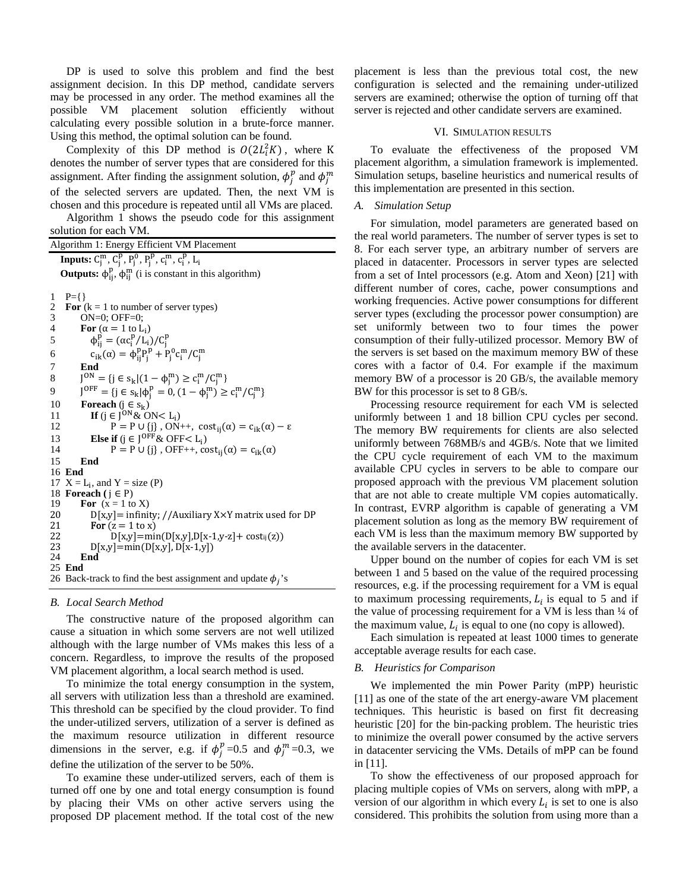DP is used to solve this problem and find the best assignment decision. In this DP method, candidate servers may be processed in any order. The method examines all the possible VM placement solution efficiently without calculating every possible solution in a brute-force manner. Using this method, the optimal solution can be found.

Complexity of this DP method is $O(2L_i^2K)$, where K denotes the number of server types that are considered for this assignment. After finding the assignment solution, $\phi_j^p$ and $\phi_j^m$ of the selected servers are updated. Then, the next VM is chosen and this procedure is repeated until all VMs are placed.

Algorithm 1 shows the pseudo code for this assignment solution for each VM.

```
Algorithm 1: Energy Efficient VM Placement
  Inputs: C_j^m, C_j^p, P_j^0, P_j^p, c_i^m, c_i^p, L_i
  Outputs: ϕ_ij^p, ϕ_ij^m (i is constant in this algorithm)

1   P={}
2   For (k = 1 to number of server types)
3       ON=0; OFF=0;
4       For (α = 1 to L_i)
5           ϕ_ij^p = (α c_i^p / L_i) / C_j^p
6           c_ik(α) = ϕ_ij^p P_j^p + P_j^0 c_i^m / C_j^m
7       End
8       J^ON = {j ∈ s_k | (1 − ϕ_j^m) ≥ c_i^m / C_j^m}
9       J^OFF = {j ∈ s_k | ϕ_j^p = 0, (1 − ϕ_j^m) ≥ c_i^m / C_j^m}
10      Foreach (j ∈ s_k)
11          If (j ∈ J^ON & ON< L_i)
12              P = P ∪ {j} , ON++,  cost_ij(α) = c_ik(α) − ε
13          Else if (j ∈ J^OFF & OFF< L_i)
14              P = P ∪ {j} , OFF++, cost_ij(α) = c_ik(α)
15      End
16  End
17  X = L_i, and Y = size (P)
18  Foreach ( j ∈ P)
19      For  (x = 1 to X)
20          D[x,y]= infinity; //Auxiliary X×Y matrix used for DP
21          For (z = 1 to x)
22              D[x,y]=min(D[x,y],D[x-1,y-z]+ cost_ij(z))
23          D[x,y]=min(D[x,y], D[x-1,y])
24      End
25  End
26  Back-track to find the best assignment and update ϕ_j's
```

### B. Local Search Method

The constructive nature of the proposed algorithm can cause a situation in which some servers are not well utilized although with the large number of VMs makes this less of a concern. Regardless, to improve the results of the proposed VM placement algorithm, a local search method is used.

To minimize the total energy consumption in the system, all servers with utilization less than a threshold are examined. This threshold can be specified by the cloud provider. To find the under-utilized servers, utilization of a server is defined as the maximum resource utilization in different resource dimensions in the server, e.g. if $\phi_j^p$=0.5 and $\phi_j^m$=0.3, we define the utilization of the server to be 50%.

To examine these under-utilized servers, each of them is turned off one by one and total energy consumption is found by placing their VMs on other active servers using the proposed DP placement method. If the total cost of the new placement is less than the previous total cost, the new configuration is selected and the remaining under-utilized servers are examined; otherwise the option of turning off that server is rejected and other candidate servers are examined.

## VI. Simulation Results

To evaluate the effectiveness of the proposed VM placement algorithm, a simulation framework is implemented. Simulation setups, baseline heuristics and numerical results of this implementation are presented in this section.

### A. Simulation Setup

For simulation, model parameters are generated based on the real world parameters. The number of server types is set to 8. For each server type, an arbitrary number of servers are placed in datacenter. Processors in server types are selected from a set of Intel processors (e.g. Atom and Xeon) [21] with different number of cores, cache, power consumptions and working frequencies. Active power consumptions for different server types (excluding the processor power consumption) are set uniformly between two to four times the power consumption of their fully-utilized processor. Memory BW of the servers is set based on the maximum memory BW of these cores with a factor of 0.4. For example if the maximum memory BW of a processor is 20 GB/s, the available memory BW for this processor is set to 8 GB/s.

Processing resource requirement for each VM is selected uniformly between 1 and 18 billion CPU cycles per second. The memory BW requirements for clients are also selected uniformly between 768MB/s and 4GB/s. Note that we limited the CPU cycle requirement of each VM to the maximum available CPU cycles in servers to be able to compare our proposed approach with the previous VM placement solution that are not able to create multiple VM copies automatically. In contrast, EVRP algorithm is capable of generating a VM placement solution as long as the memory BW requirement of each VM is less than the maximum memory BW supported by the available servers in the datacenter.

Upper bound on the number of copies for each VM is set between 1 and 5 based on the value of the required processing resources, e.g. if the processing requirement for a VM is equal to maximum processing requirements, $L_i$ is equal to 5 and if the value of processing requirement for a VM is less than ¼ of the maximum value, $L_i$ is equal to one (no copy is allowed).

Each simulation is repeated at least 1000 times to generate acceptable average results for each case.

### B. Heuristics for Comparison

We implemented the min Power Parity (mPP) heuristic [11] as one of the state of the art energy-aware VM placement techniques. This heuristic is based on first fit decreasing heuristic [20] for the bin-packing problem. The heuristic tries to minimize the overall power consumed by the active servers in datacenter servicing the VMs. Details of mPP can be found in [11].

To show the effectiveness of our proposed approach for placing multiple copies of VMs on servers, along with mPP, a version of our algorithm in which every $L_i$ is set to one is also considered. This prohibits the solution from using more than a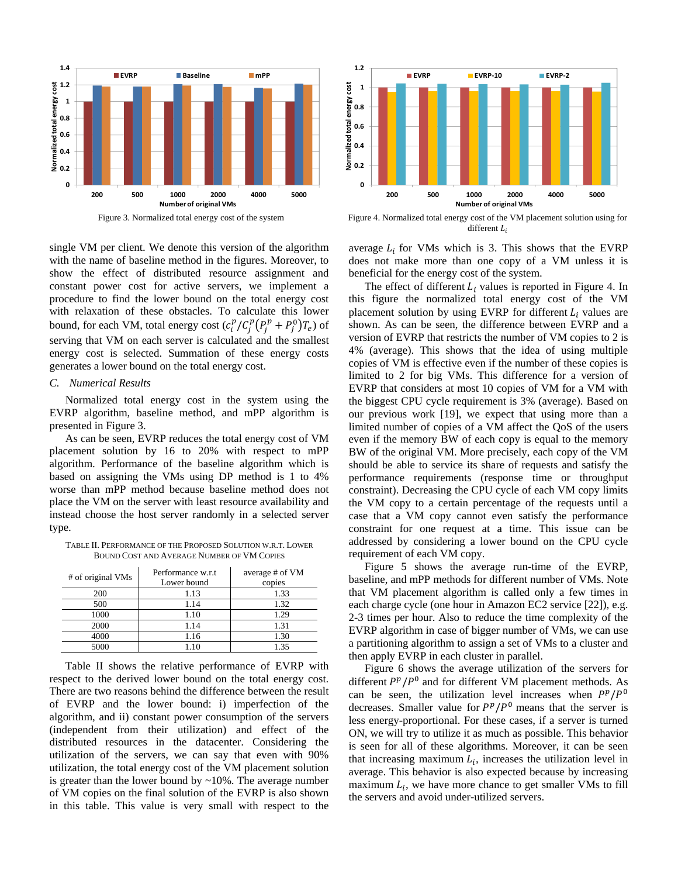Figure 3. Normalized total energy cost of the system

Figure 4. Normalized total energy cost of the VM placement solution using for different $L_i$

single VM per client. We denote this version of the algorithm with the name of baseline method in the figures. Moreover, to show the effect of distributed resource assignment and constant power cost for active servers, we implement a procedure to find the lower bound on the total energy cost with relaxation of these obstacles. To calculate this lower bound, for each VM, total energy cost $(c_i^p/C_j^p(P_j^p + P_j^0)T_e)$ of serving that VM on each server is calculated and the smallest energy cost is selected. Summation of these energy costs generates a lower bound on the total energy cost.

*C. Numerical Results*

Normalized total energy cost in the system using the EVRP algorithm, baseline method, and mPP algorithm is presented in Figure 3.

As can be seen, EVRP reduces the total energy cost of VM placement solution by 16 to 20% with respect to mPP algorithm. Performance of the baseline algorithm which is based on assigning the VMs using DP method is 1 to 4% worse than mPP method because baseline method does not place the VM on the server with least resource availability and instead choose the host server randomly in a selected server type.

TABLE II. PERFORMANCE OF THE PROPOSED SOLUTION W.R.T. LOWER BOUND COST AND AVERAGE NUMBER OF VM COPIES

| # of original VMs | Performance w.r.t Lower bound | average # of VM copies |
|---|---|---|
| 200 | 1.13 | 1.33 |
| 500 | 1.14 | 1.32 |
| 1000 | 1.10 | 1.29 |
| 2000 | 1.14 | 1.31 |
| 4000 | 1.16 | 1.30 |
| 5000 | 1.10 | 1.35 |

Table II shows the relative performance of EVRP with respect to the derived lower bound on the total energy cost. There are two reasons behind the difference between the result of EVRP and the lower bound: i) imperfection of the algorithm, and ii) constant power consumption of the servers (independent from their utilization) and effect of the distributed resources in the datacenter. Considering the utilization of the servers, we can say that even with 90% utilization, the total energy cost of the VM placement solution is greater than the lower bound by ~10%. The average number of VM copies on the final solution of the EVRP is also shown in this table. This value is very small with respect to the average $L_i$ for VMs which is 3. This shows that the EVRP does not make more than one copy of a VM unless it is beneficial for the energy cost of the system.

The effect of different $L_i$ values is reported in Figure 4. In this figure the normalized total energy cost of the VM placement solution by using EVRP for different $L_i$ values are shown. As can be seen, the difference between EVRP and a version of EVRP that restricts the number of VM copies to 2 is 4% (average). This shows that the idea of using multiple copies of VM is effective even if the number of these copies is limited to 2 for big VMs. This difference for a version of EVRP that considers at most 10 copies of VM for a VM with the biggest CPU cycle requirement is 3% (average). Based on our previous work [19], we expect that using more than a limited number of copies of a VM affect the QoS of the users even if the memory BW of each copy is equal to the memory BW of the original VM. More precisely, each copy of the VM should be able to service its share of requests and satisfy the performance requirements (response time or throughput constraint). Decreasing the CPU cycle of each VM copy limits the VM copy to a certain percentage of the requests until a case that a VM copy cannot even satisfy the performance constraint for one request at a time. This issue can be addressed by considering a lower bound on the CPU cycle requirement of each VM copy.

Figure 5 shows the average run-time of the EVRP, baseline, and mPP methods for different number of VMs. Note that VM placement algorithm is called only a few times in each charge cycle (one hour in Amazon EC2 service [22]), e.g. 2-3 times per hour. Also to reduce the time complexity of the EVRP algorithm in case of bigger number of VMs, we can use a partitioning algorithm to assign a set of VMs to a cluster and then apply EVRP in each cluster in parallel.

Figure 6 shows the average utilization of the servers for different $P^p/P^0$ and for different VM placement methods. As can be seen, the utilization level increases when $P^p/P^0$ decreases. Smaller value for $P^p/P^0$ means that the server is less energy-proportional. For these cases, if a server is turned ON, we will try to utilize it as much as possible. This behavior is seen for all of these algorithms. Moreover, it can be seen that increasing maximum $L_i$, increases the utilization level in average. This behavior is also expected because by increasing maximum $L_i$, we have more chance to get smaller VMs to fill the servers and avoid under-utilized servers.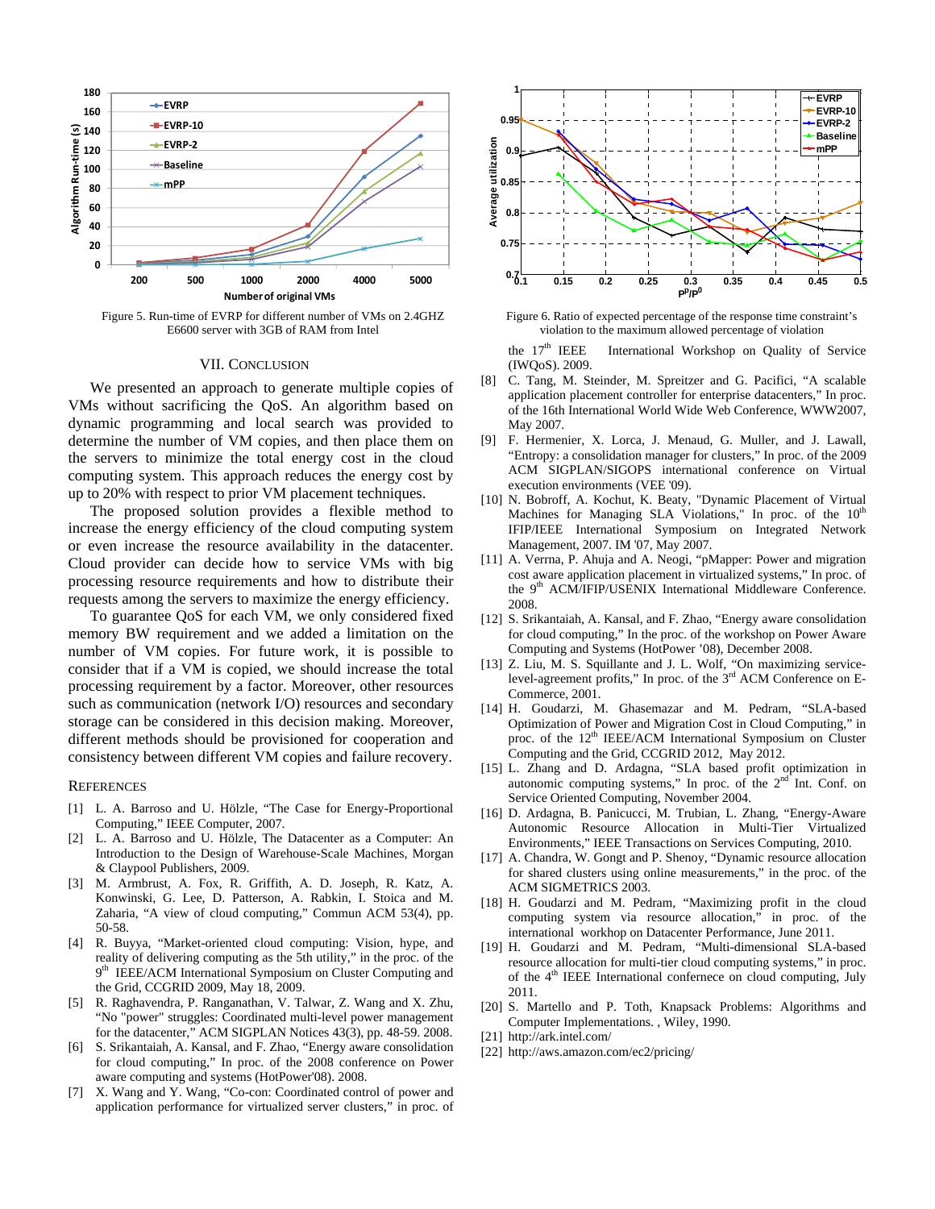180
160
140
120
100
80
60
40
20
0
Algorithm Run-time (s)
200 500 1000 2000 4000 5000
Number of original VMs
EVRP
EVRP-10
EVRP-2
Baseline
mPP

Figure 5. Run-time of EVRP for different number of VMs on 2.4GHZ E6600 server with 3GB of RAM from Intel

1
0.95
0.9
0.85
0.8
0.75
0.7
Average utilization
0.1 0.15 0.2 0.25 0.3 0.35 0.4 0.45 0.5
$P^P/P^0$
EVRP
EVRP-10
EVRP-2
Baseline
mPP

Figure 6. Ratio of expected percentage of the response time constraint's violation to the maximum allowed percentage of violation

## VII. CONCLUSION

We presented an approach to generate multiple copies of VMs without sacrificing the QoS. An algorithm based on dynamic programming and local search was provided to determine the number of VM copies, and then place them on the servers to minimize the total energy cost in the cloud computing system. This approach reduces the energy cost by up to 20% with respect to prior VM placement techniques.

The proposed solution provides a flexible method to increase the energy efficiency of the cloud computing system or even increase the resource availability in the datacenter. Cloud provider can decide how to service VMs with big processing resource requirements and how to distribute their requests among the servers to maximize the energy efficiency.

To guarantee QoS for each VM, we only considered fixed memory BW requirement and we added a limitation on the number of VM copies. For future work, it is possible to consider that if a VM is copied, we should increase the total processing requirement by a factor. Moreover, other resources such as communication (network I/O) resources and secondary storage can be considered in this decision making. Moreover, different methods should be provisioned for cooperation and consistency between different VM copies and failure recovery.

## REFERENCES

[1] L. A. Barroso and U. Hölzle, "The Case for Energy-Proportional Computing," IEEE Computer, 2007.

[2] L. A. Barroso and U. Hölzle, The Datacenter as a Computer: An Introduction to the Design of Warehouse-Scale Machines, Morgan & Claypool Publishers, 2009.

[3] M. Armbrust, A. Fox, R. Griffith, A. D. Joseph, R. Katz, A. Konwinski, G. Lee, D. Patterson, A. Rabkin, I. Stoica and M. Zaharia, "A view of cloud computing," Commun ACM 53(4), pp. 50-58.

[4] R. Buyya, "Market-oriented cloud computing: Vision, hype, and reality of delivering computing as the 5th utility," in the proc. of the 9th IEEE/ACM International Symposium on Cluster Computing and the Grid, CCGRID 2009, May 18, 2009.

[5] R. Raghavendra, P. Ranganathan, V. Talwar, Z. Wang and X. Zhu, "No "power" struggles: Coordinated multi-level power management for the datacenter," ACM SIGPLAN Notices 43(3), pp. 48-59. 2008.

[6] S. Srikantaiah, A. Kansal, and F. Zhao, "Energy aware consolidation for cloud computing," In proc. of the 2008 conference on Power aware computing and systems (HotPower'08). 2008.

[7] X. Wang and Y. Wang, "Co-con: Coordinated control of power and application performance for virtualized server clusters," in proc. of the 17th IEEE International Workshop on Quality of Service (IWQoS). 2009.

[8] C. Tang, M. Steinder, M. Spreitzer and G. Pacifici, "A scalable application placement controller for enterprise datacenters," In proc. of the 16th International World Wide Web Conference, WWW2007, May 2007.

[9] F. Hermenier, X. Lorca, J. Menaud, G. Muller, and J. Lawall, "Entropy: a consolidation manager for clusters," In proc. of the 2009 ACM SIGPLAN/SIGOPS international conference on Virtual execution environments (VEE '09).

[10] N. Bobroff, A. Kochut, K. Beaty, "Dynamic Placement of Virtual Machines for Managing SLA Violations," In proc. of the 10th IFIP/IEEE International Symposium on Integrated Network Management, 2007. IM '07, May 2007.

[11] A. Verma, P. Ahuja and A. Neogi, "pMapper: Power and migration cost aware application placement in virtualized systems," In proc. of the 9th ACM/IFIP/USENIX International Middleware Conference. 2008.

[12] S. Srikantaiah, A. Kansal, and F. Zhao, "Energy aware consolidation for cloud computing," In the proc. of the workshop on Power Aware Computing and Systems (HotPower '08), December 2008.

[13] Z. Liu, M. S. Squillante and J. L. Wolf, "On maximizing service-level-agreement profits," In proc. of the 3rd ACM Conference on E-Commerce, 2001.

[14] H. Goudarzi, M. Ghasemazar and M. Pedram, "SLA-based Optimization of Power and Migration Cost in Cloud Computing," in proc. of the 12th IEEE/ACM International Symposium on Cluster Computing and the Grid, CCGRID 2012, May 2012.

[15] L. Zhang and D. Ardagna, "SLA based profit optimization in autonomic computing systems," In proc. of the 2nd Int. Conf. on Service Oriented Computing, November 2004.

[16] D. Ardagna, B. Panicucci, M. Trubian, L. Zhang, "Energy-Aware Autonomic Resource Allocation in Multi-Tier Virtualized Environments," IEEE Transactions on Services Computing, 2010.

[17] A. Chandra, W. Gongt and P. Shenoy, "Dynamic resource allocation for shared clusters using online measurements," in the proc. of the ACM SIGMETRICS 2003.

[18] H. Goudarzi and M. Pedram, "Maximizing profit in the cloud computing system via resource allocation," in proc. of the international workhop on Datacenter Performance, June 2011.

[19] H. Goudarzi and M. Pedram, "Multi-dimensional SLA-based resource allocation for multi-tier cloud computing systems," in proc. of the 4th IEEE International confernece on cloud computing, July 2011.

[20] S. Martello and P. Toth, Knapsack Problems: Algorithms and Computer Implementations. , Wiley, 1990.

[21] http://ark.intel.com/

[22] http://aws.amazon.com/ec2/pricing/